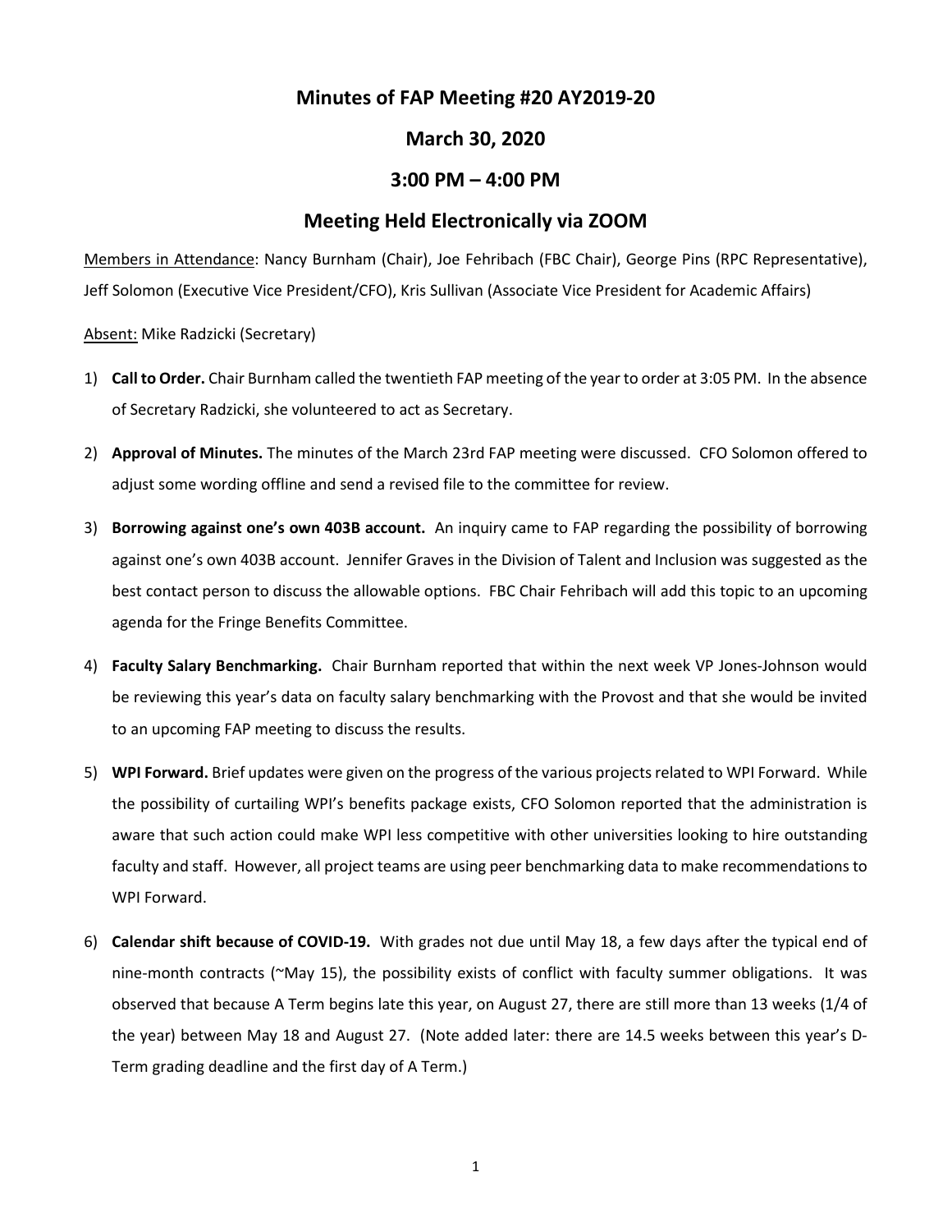# Minutes of FAP Meeting #20 AY2019-20

## March 30, 2020

## 3:00 PM – 4:00 PM

## Meeting Held Electronically via ZOOM

Members in Attendance: Nancy Burnham (Chair), Joe Fehribach (FBC Chair), George Pins (RPC Representative), Jeff Solomon (Executive Vice President/CFO), Kris Sullivan (Associate Vice President for Academic Affairs)

Absent: Mike Radzicki (Secretary)

1) **Call to Order.** Chair Burnham called the twentieth FAP meeting of the year to order at 3:05 PM. In the absence of Secretary Radzicki, she volunteered to act as Secretary.

2) **Approval of Minutes.** The minutes of the March 23rd FAP meeting were discussed. CFO Solomon offered to adjust some wording offline and send a revised file to the committee for review.

3) **Borrowing against one's own 403B account.** An inquiry came to FAP regarding the possibility of borrowing against one's own 403B account. Jennifer Graves in the Division of Talent and Inclusion was suggested as the best contact person to discuss the allowable options. FBC Chair Fehribach will add this topic to an upcoming agenda for the Fringe Benefits Committee.

4) **Faculty Salary Benchmarking.** Chair Burnham reported that within the next week VP Jones-Johnson would be reviewing this year's data on faculty salary benchmarking with the Provost and that she would be invited to an upcoming FAP meeting to discuss the results.

5) **WPI Forward.** Brief updates were given on the progress of the various projects related to WPI Forward. While the possibility of curtailing WPI's benefits package exists, CFO Solomon reported that the administration is aware that such action could make WPI less competitive with other universities looking to hire outstanding faculty and staff. However, all project teams are using peer benchmarking data to make recommendations to WPI Forward.

6) **Calendar shift because of COVID-19.** With grades not due until May 18, a few days after the typical end of nine-month contracts (~May 15), the possibility exists of conflict with faculty summer obligations. It was observed that because A Term begins late this year, on August 27, there are still more than 13 weeks (1/4 of the year) between May 18 and August 27. (Note added later: there are 14.5 weeks between this year's D-Term grading deadline and the first day of A Term.)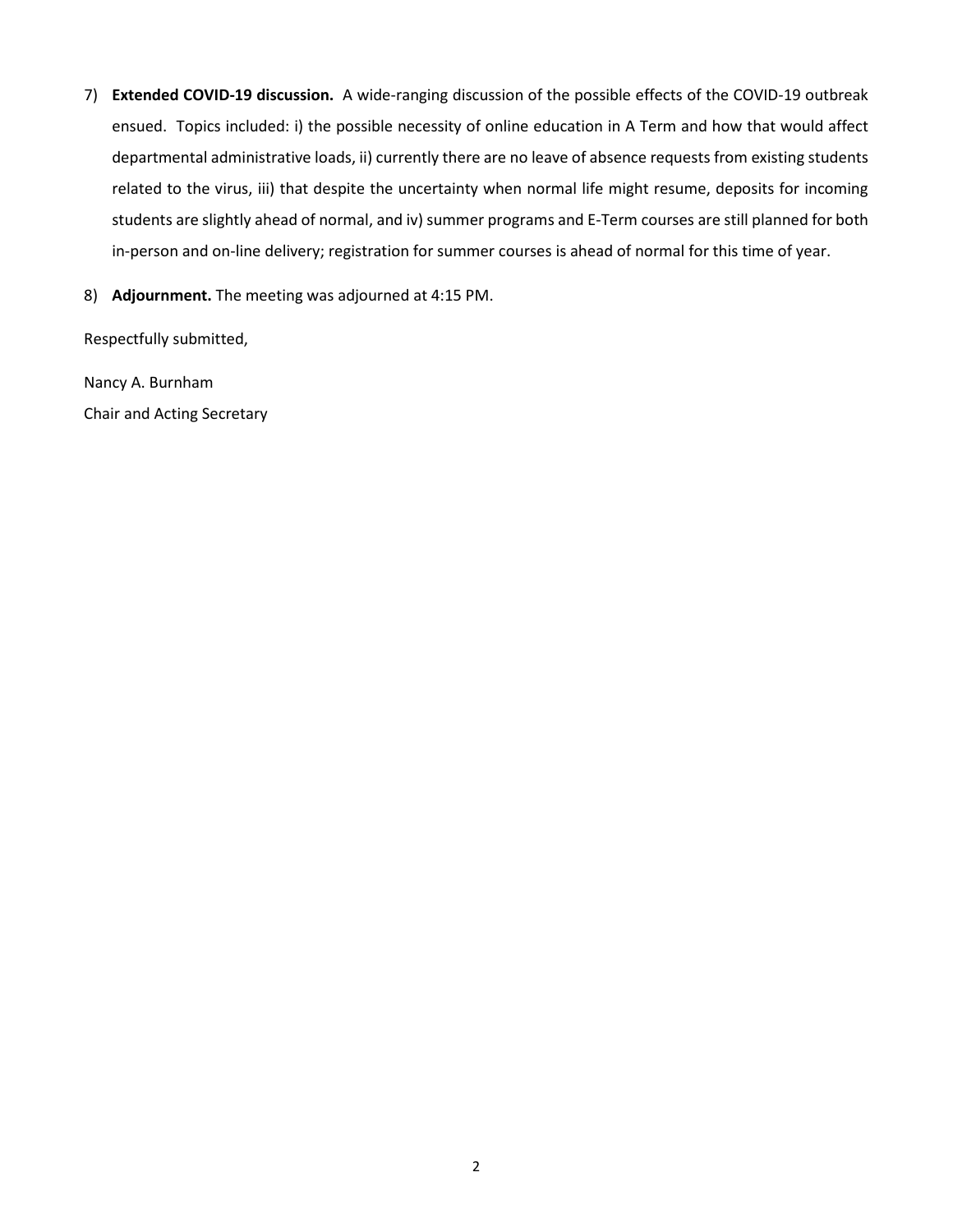7) **Extended COVID-19 discussion.** A wide-ranging discussion of the possible effects of the COVID-19 outbreak ensued. Topics included: i) the possible necessity of online education in A Term and how that would affect departmental administrative loads, ii) currently there are no leave of absence requests from existing students related to the virus, iii) that despite the uncertainty when normal life might resume, deposits for incoming students are slightly ahead of normal, and iv) summer programs and E-Term courses are still planned for both in-person and on-line delivery; registration for summer courses is ahead of normal for this time of year.

8) **Adjournment.** The meeting was adjourned at 4:15 PM.

Respectfully submitted,

Nancy A. Burnham

Chair and Acting Secretary